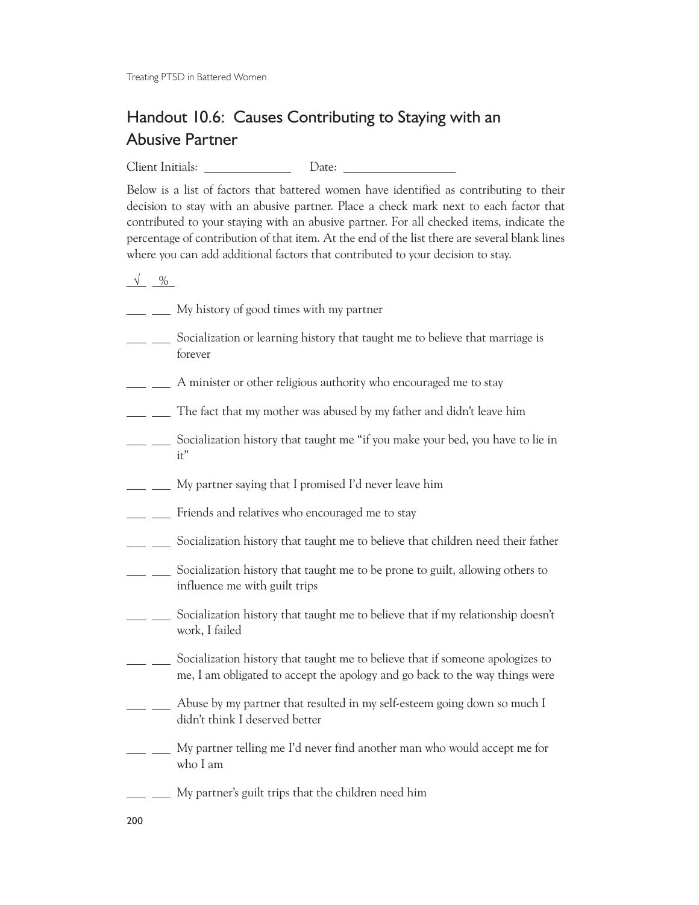# Handout 10.6: Causes Contributing to Staying with an Abusive Partner

Client Initials: ____________  Date: ________________

Below is a list of factors that battered women have identified as contributing to their decision to stay with an abusive partner. Place a check mark next to each factor that contributed to your staying with an abusive partner. For all checked items, indicate the percentage of contribution of that item. At the end of the list there are several blank lines where you can add additional factors that contributed to your decision to stay.

| √ | % | |
|---|---|---|
| ___ | ___ | My history of good times with my partner |
| ___ | ___ | Socialization or learning history that taught me to believe that marriage is forever |
| ___ | ___ | A minister or other religious authority who encouraged me to stay |
| ___ | ___ | The fact that my mother was abused by my father and didn't leave him |
| ___ | ___ | Socialization history that taught me "if you make your bed, you have to lie in it" |
| ___ | ___ | My partner saying that I promised I'd never leave him |
| ___ | ___ | Friends and relatives who encouraged me to stay |
| ___ | ___ | Socialization history that taught me to believe that children need their father |
| ___ | ___ | Socialization history that taught me to be prone to guilt, allowing others to influence me with guilt trips |
| ___ | ___ | Socialization history that taught me to believe that if my relationship doesn't work, I failed |
| ___ | ___ | Socialization history that taught me to believe that if someone apologizes to me, I am obligated to accept the apology and go back to the way things were |
| ___ | ___ | Abuse by my partner that resulted in my self-esteem going down so much I didn't think I deserved better |
| ___ | ___ | My partner telling me I'd never find another man who would accept me for who I am |
| ___ | ___ | My partner's guilt trips that the children need him |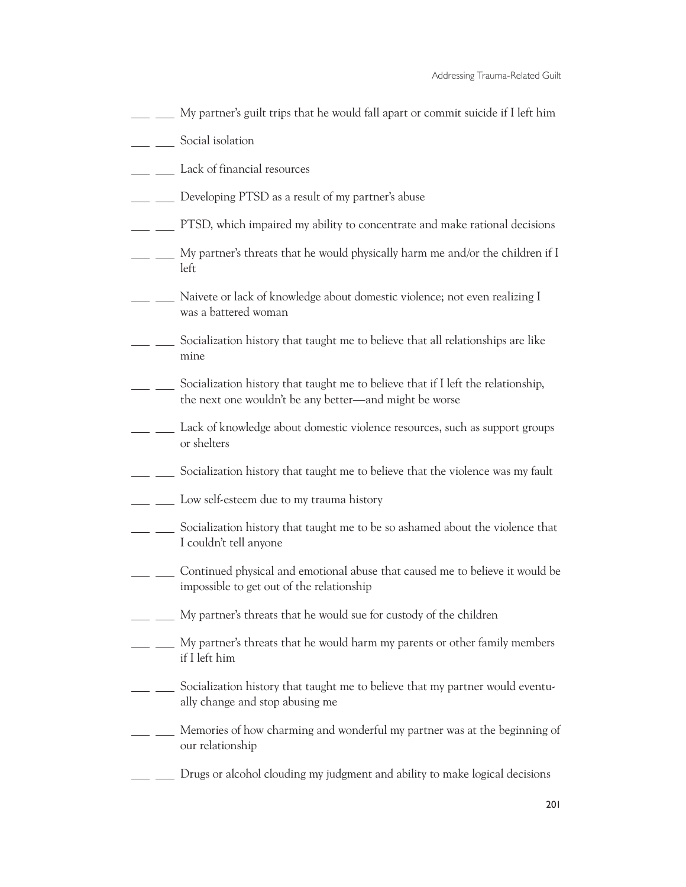___ ___ My partner's guilt trips that he would fall apart or commit suicide if I left him

___ ___ Social isolation

___ ___ Lack of financial resources

___ ___ Developing PTSD as a result of my partner's abuse

___ ___ PTSD, which impaired my ability to concentrate and make rational decisions

___ ___ My partner's threats that he would physically harm me and/or the children if I left

___ ___ Naivete or lack of knowledge about domestic violence; not even realizing I was a battered woman

___ ___ Socialization history that taught me to believe that all relationships are like mine

___ ___ Socialization history that taught me to believe that if I left the relationship, the next one wouldn't be any better—and might be worse

___ ___ Lack of knowledge about domestic violence resources, such as support groups or shelters

___ ___ Socialization history that taught me to believe that the violence was my fault

___ ___ Low self-esteem due to my trauma history

___ ___ Socialization history that taught me to be so ashamed about the violence that I couldn't tell anyone

___ ___ Continued physical and emotional abuse that caused me to believe it would be impossible to get out of the relationship

___ ___ My partner's threats that he would sue for custody of the children

___ ___ My partner's threats that he would harm my parents or other family members if I left him

___ ___ Socialization history that taught me to believe that my partner would eventually change and stop abusing me

___ ___ Memories of how charming and wonderful my partner was at the beginning of our relationship

___ ___ Drugs or alcohol clouding my judgment and ability to make logical decisions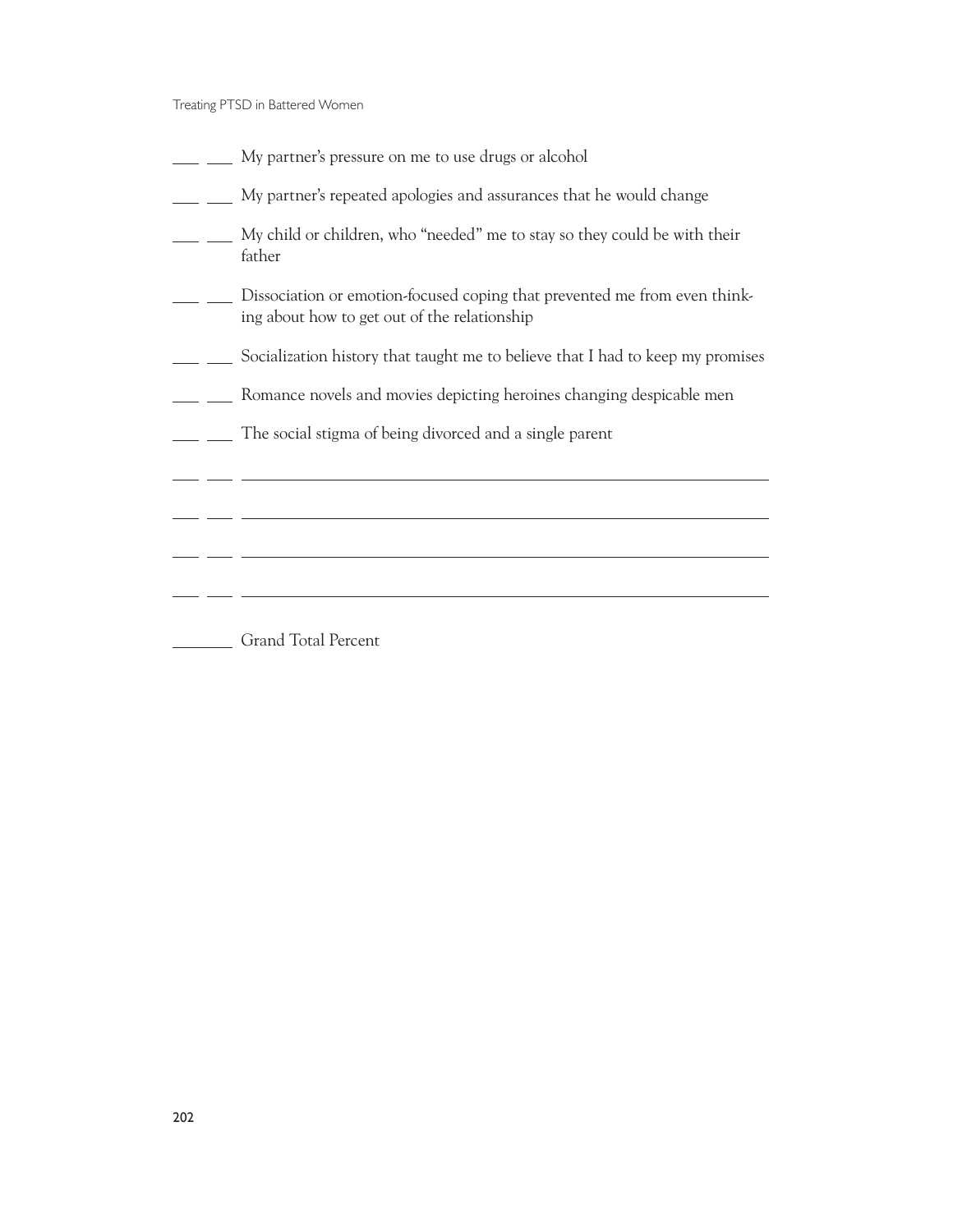___ ___ My partner's pressure on me to use drugs or alcohol

___ ___ My partner's repeated apologies and assurances that he would change

___ ___ My child or children, who "needed" me to stay so they could be with their father

___ ___ Dissociation or emotion-focused coping that prevented me from even thinking about how to get out of the relationship

___ ___ Socialization history that taught me to believe that I had to keep my promises

___ ___ Romance novels and movies depicting heroines changing despicable men

___ ___ The social stigma of being divorced and a single parent

___ ___ ______________________________________________

___ ___ ______________________________________________

___ ___ ______________________________________________

___ ___ ______________________________________________

______ Grand Total Percent